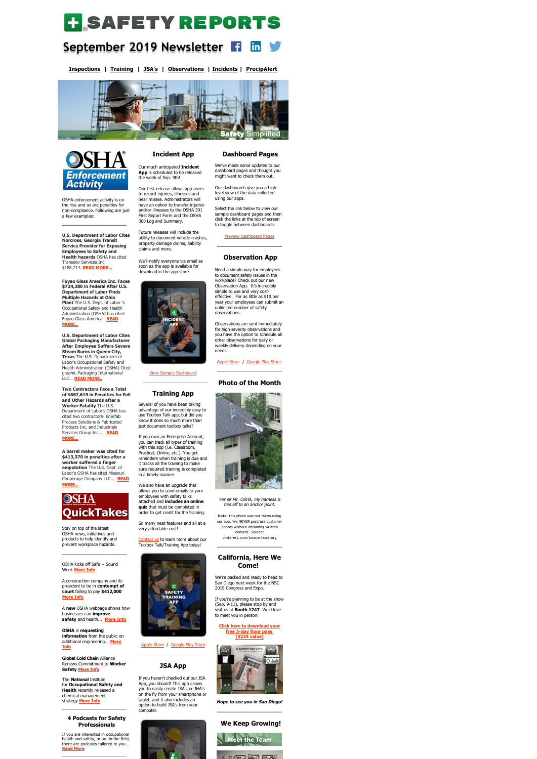# SAFETY REPORTS

## September 2019 Newsletter

**Inspections** | **Training** | **JSA's** | **Observations** | **Incidents** | **PrecipAlert**

Safety Simplified

## OSHA Enforcement Activity

OSHA enforcement activity is on the rise and so are penalties for non-compliance. Following are just a few examples:

**U.S. Department of Labor Cites Norcross, Georgia Transit Service Provider for Exposing Employees to Safety and Health hazards** OSHA has cited Transdev Services Inc. $188,714. **READ MORE...**

**Fuyao Glass America Inc. Faces $724,380 in Federal After U.S. Department of Labor Finds Multiple Hazards at Ohio Plant** The U.S. Dept. of Labor 's Occupational Safety and Health Administration (OSHA) has cited Fuyao Glass America. **READ MORE...**

**U.S. Department of Labor Cites Global Packaging Manufacturer After Employee Suffers Severe Steam Burns in Queen City, Texas** The U.S. Department of Labor's Occupational Safety and Health Administration (OSHA) Cited graphic Packaging International LLC... **READ MORE..**

**Two Contractors Face a Total of $687,619 in Penalties for Fall and Other Hazards after a Worker Fatality** The U.S. Department of Labor's OSHA has cited two contractors- Enerfab Process Solutions & Fabricated Products Inc. and Industrials Services Group Inc.... **READ MORE...**

**A barrel maker was cited for $413,370 in penalties after a worker suffered a finger amputation** The U.S. Dept. of Labor's OSHA has cited Missouri Cooperage Company LLC... **READ MORE...**

## OSHA QuickTakes

Stay on top of the latest OSHA news, initiatives and products to help identify and prevent workplace hazards.

OSHA kicks off Safe + Sound Week **More Info**

A construction company and its president to be in **contempt of court** failing to pay **$412,000** **More Info**

A **new** OSHA webpage shows how businesses can **improve safety** and health... **More Info**

**OSHA** is **requesting information** from the public on additional engineering... **More Info**

**Global Cold Chain** Alliance Renews Commitment to **Worker Safety** **More Info**

The **National** Institute for **Occupational Safety and Health** recently released a chemical management strategy **More Info**

## 4 Podcasts for Safety Professionals

If you are interested in occupational health and safety, or are in the field, there are podcasts tailored to you... **Read More**

## Incident App

Our much anticipated **Incident App** is scheduled to be released the week of Sep. 9th!

Our first release allows app users to record injuries, illnesses and near misses. Administrators will have an option to transfer injuries and/or illnesses to the OSHA 301 First Report Form and the OSHA 300 Log and Summary.

Future releases will include the ability to document vehicle crashes, property damage claims, liability claims and more.

We'll notify everyone via email as soon as the app is available for download in the app store.

View Sample Dashboard

## Training App

Several of you have been taking advantage of our incredibly easy to use Toolbox Talk app, but did you know it does so much more than just document toolbox talks?

If you own an Enterprise Account, you can track all types of training with this app (i.e. Classroom, Practical, Online, etc.). You get reminders when training is due and it tracks all the training to make sure required training is completed in a timely manner.

We also have an upgrade that allows you to send emails to your employees with safety talks attached and **includes an online quiz** that must be completed in order to get credit for the training.

So many neat features and all at a very affordable cost!

Contact us to learn more about our Toolbox Talk/Training App today!

Apple Store / Google Play Store

## JSA App

If you haven't checked out our JSA App, you should! This app allows you to easily create JSA's or JHA's on the fly from your smartphone or tablet, and it also includes an option to build JSA's from your computer.

## Dashboard Pages

We've made some updates to our dashboard pages and thought you might want to check them out.

Our dashboards give you a high-level view of the data collected using our apps.

Select the link below to view our sample dashboard pages and then click the links at the top of screen to toggle between dashboards:

Preview Dashboard Pages

## Observation App

Need a simple way for employees to document safety issues in the workplace? Check out our new Observation App. It's incredibly simple to use and very cost-effective. For as little as $10 per year your employees can submit an unlimited number of safety observations.

Observations are sent immediately for high severity observations and you have the option to schedule all other observations for daily or weekly delivery depending on your needs.

Apple Store / Google Play Store

## Photo of the Month

*Yes sir Mr. OSHA, my harness is tied off to an anchor point.*

**Note**: this photo was not taken using our app. We NEVER post/use customer photos without obtaining written consent. Source: pinterest.com/source/asse.org

## California, Here We Come!

We're packed and ready to head to San Diego next week for the NSC 2019 Congress and Expo.

If you're planning to be at the show (Sep. 9-11), please stop by and visit us at **Booth 1247**. We'd love to meet you in person!

**Click here to download your free 3-day floor pass ($224 value)**

***Hope to see you in San Diego!***

## We Keep Growing!

Meet the Team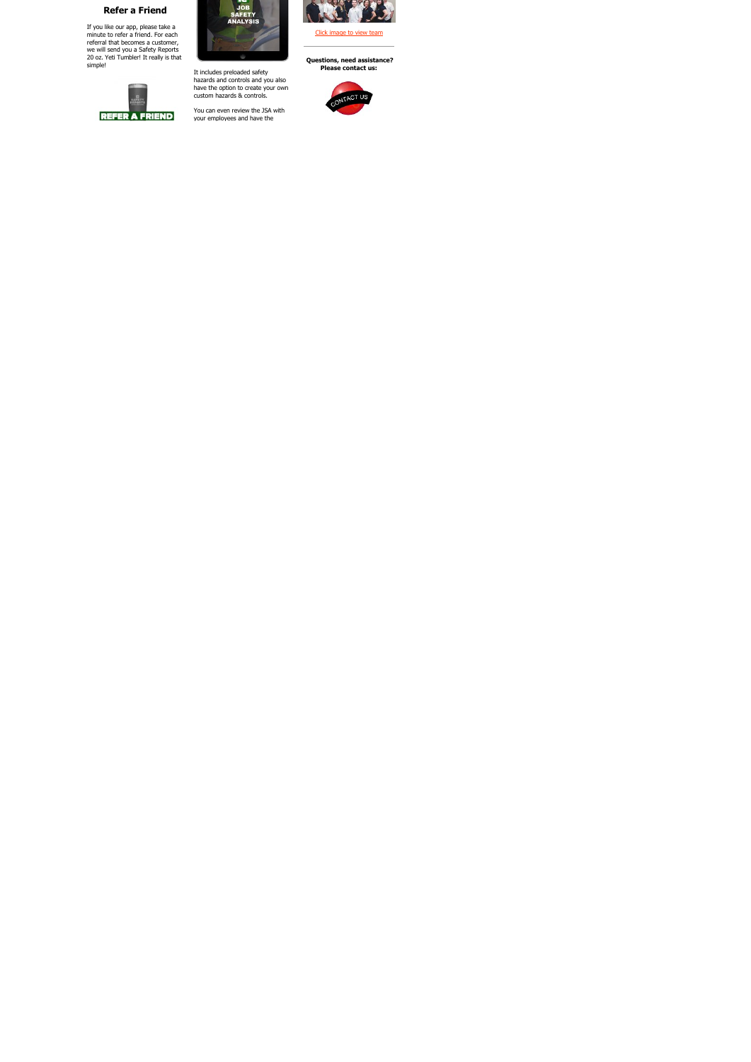## Refer a Friend

If you like our app, please take a minute to refer a friend. For each referral that becomes a customer, we will send you a Safety Reports 20 oz. Yeti Tumbler! It really is that simple!

It includes preloaded safety hazards and controls and you also have the option to create your own custom hazards & controls.

You can even review the JSA with your employees and have the

Click image to view team

**Questions, need assistance? Please contact us:**